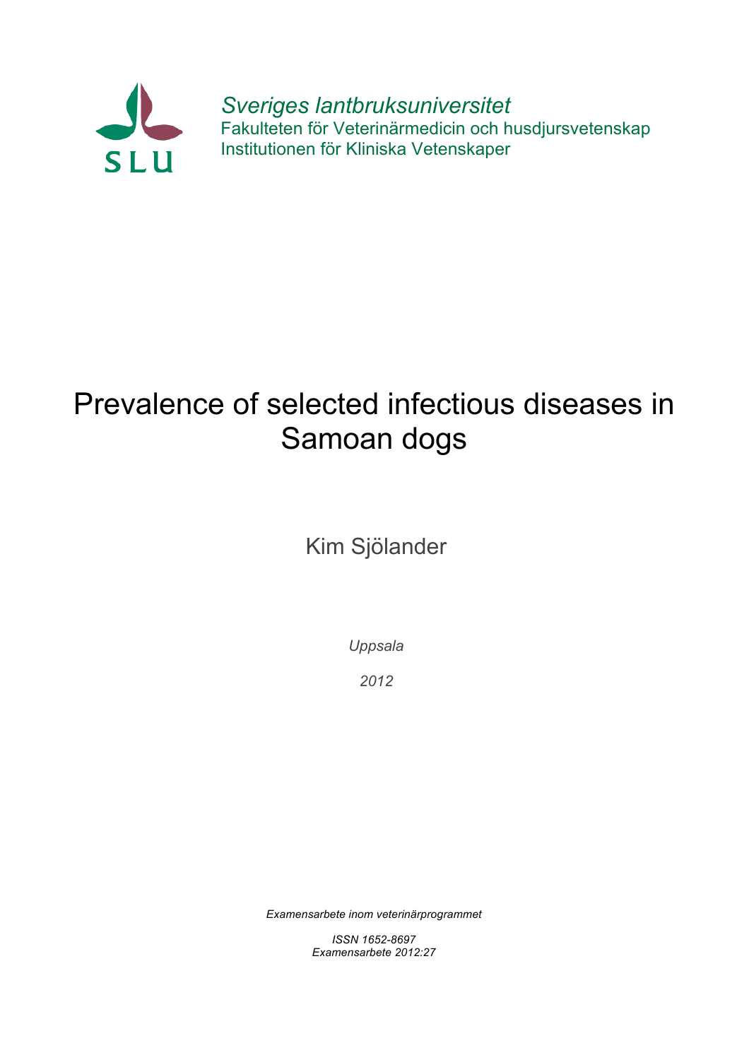SLU

*Sveriges lantbruksuniversitet*
Fakulteten för Veterinärmedicin och husdjursvetenskap
Institutionen för Kliniska Vetenskaper

# Prevalence of selected infectious diseases in Samoan dogs

Kim Sjölander

*Uppsala*

*2012*

*Examensarbete inom veterinärprogrammet*

*ISSN 1652-8697*
*Examensarbete 2012:27*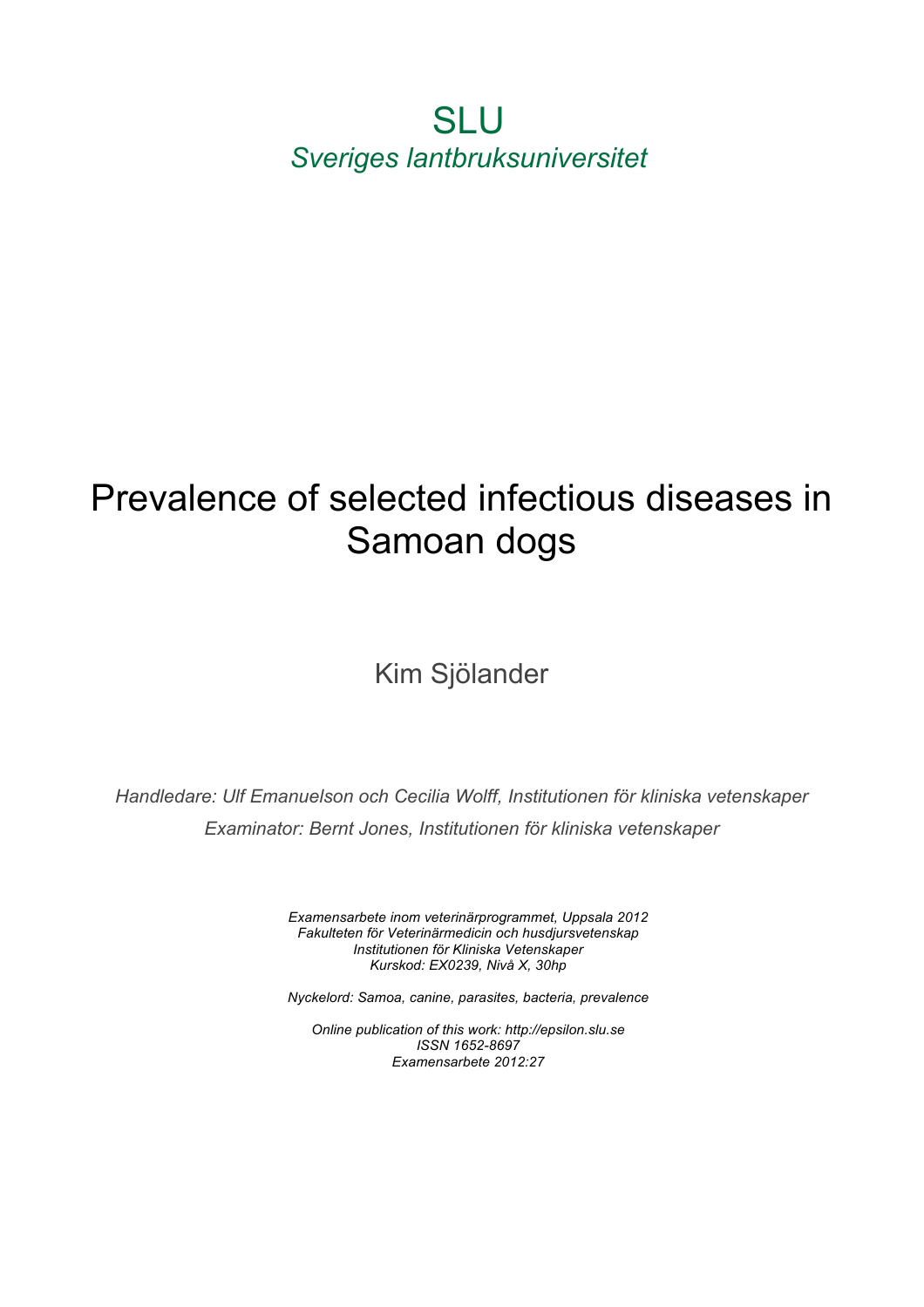SLU

*Sveriges lantbruksuniversitet*

# Prevalence of selected infectious diseases in Samoan dogs

Kim Sjölander

*Handledare: Ulf Emanuelson och Cecilia Wolff, Institutionen för kliniska vetenskaper*

*Examinator: Bernt Jones, Institutionen för kliniska vetenskaper*

*Examensarbete inom veterinärprogrammet, Uppsala 2012*
*Fakulteten för Veterinärmedicin och husdjursvetenskap*
*Institutionen för Kliniska Vetenskaper*
*Kurskod: EX0239, Nivå X, 30hp*

*Nyckelord: Samoa, canine, parasites, bacteria, prevalence*

*Online publication of this work: http://epsilon.slu.se*
*ISSN 1652-8697*
*Examensarbete 2012:27*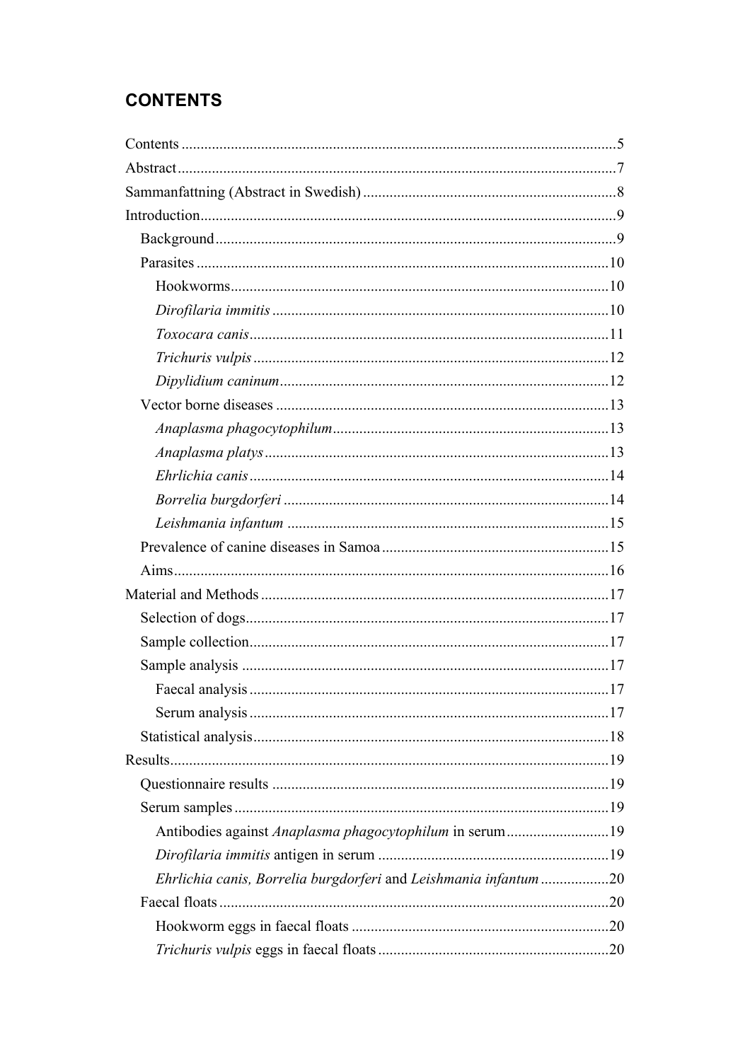## CONTENTS

Contents ..... 5
Abstract ..... 7
Sammanfattning (Abstract in Swedish) ..... 8
Introduction ..... 9
- Background ..... 9
- Parasites ..... 10
  - Hookworms ..... 10
  - *Dirofilaria immitis* ..... 10
  - *Toxocara canis* ..... 11
  - *Trichuris vulpis* ..... 12
  - *Dipylidium caninum* ..... 12
- Vector borne diseases ..... 13
  - *Anaplasma phagocytophilum* ..... 13
  - *Anaplasma platys* ..... 13
  - *Ehrlichia canis* ..... 14
  - *Borrelia burgdorferi* ..... 14
  - *Leishmania infantum* ..... 15
- Prevalence of canine diseases in Samoa ..... 15
- Aims ..... 16

Material and Methods ..... 17
- Selection of dogs ..... 17
- Sample collection ..... 17
- Sample analysis ..... 17
  - Faecal analysis ..... 17
  - Serum analysis ..... 17
- Statistical analysis ..... 18

Results ..... 19
- Questionnaire results ..... 19
- Serum samples ..... 19
  - Antibodies against *Anaplasma phagocytophilum* in serum ..... 19
  - *Dirofilaria immitis* antigen in serum ..... 19
  - *Ehrlichia canis, Borrelia burgdorferi* and *Leishmania infantum* ..... 20
- Faecal floats ..... 20
  - Hookworm eggs in faecal floats ..... 20
  - *Trichuris vulpis* eggs in faecal floats ..... 20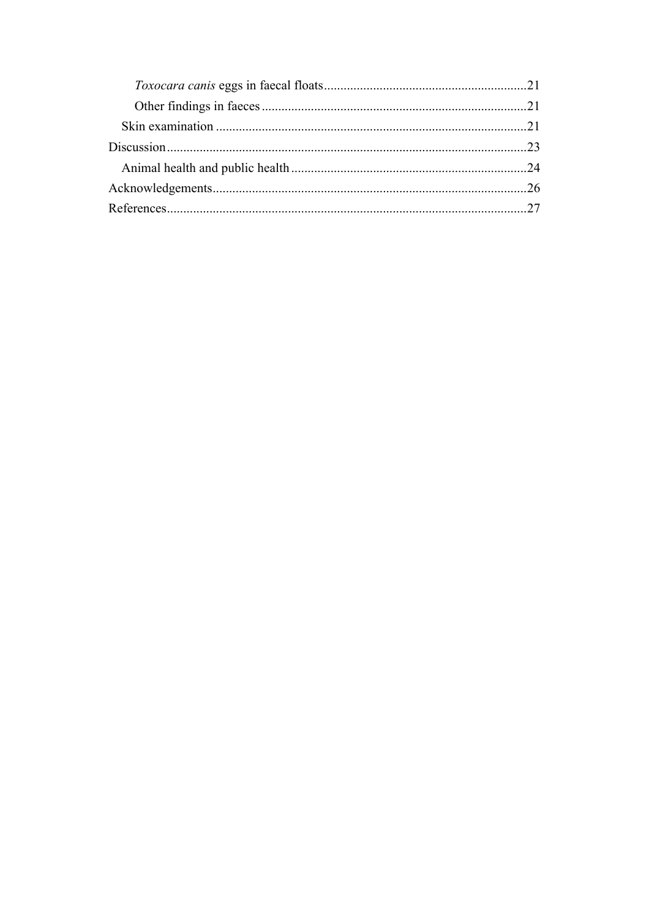*Toxocara canis* eggs in faecal floats .......... 21

Other findings in faeces .......... 21

Skin examination .......... 21

Discussion .......... 23

Animal health and public health .......... 24

Acknowledgements .......... 26

References .......... 27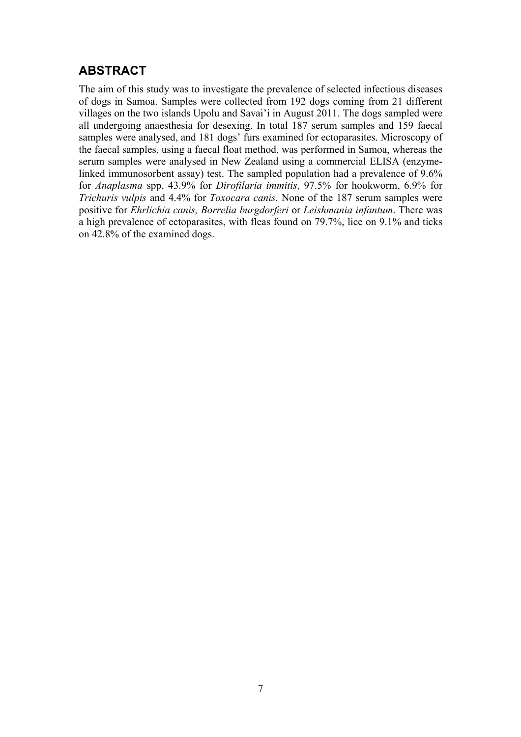## ABSTRACT

The aim of this study was to investigate the prevalence of selected infectious diseases of dogs in Samoa. Samples were collected from 192 dogs coming from 21 different villages on the two islands Upolu and Savai'i in August 2011. The dogs sampled were all undergoing anaesthesia for desexing. In total 187 serum samples and 159 faecal samples were analysed, and 181 dogs' furs examined for ectoparasites. Microscopy of the faecal samples, using a faecal float method, was performed in Samoa, whereas the serum samples were analysed in New Zealand using a commercial ELISA (enzyme-linked immunosorbent assay) test. The sampled population had a prevalence of 9.6% for *Anaplasma* spp, 43.9% for *Dirofilaria immitis*, 97.5% for hookworm, 6.9% for *Trichuris vulpis* and 4.4% for *Toxocara canis.* None of the 187 serum samples were positive for *Ehrlichia canis, Borrelia burgdorferi* or *Leishmania infantum*. There was a high prevalence of ectoparasites, with fleas found on 79.7%, lice on 9.1% and ticks on 42.8% of the examined dogs.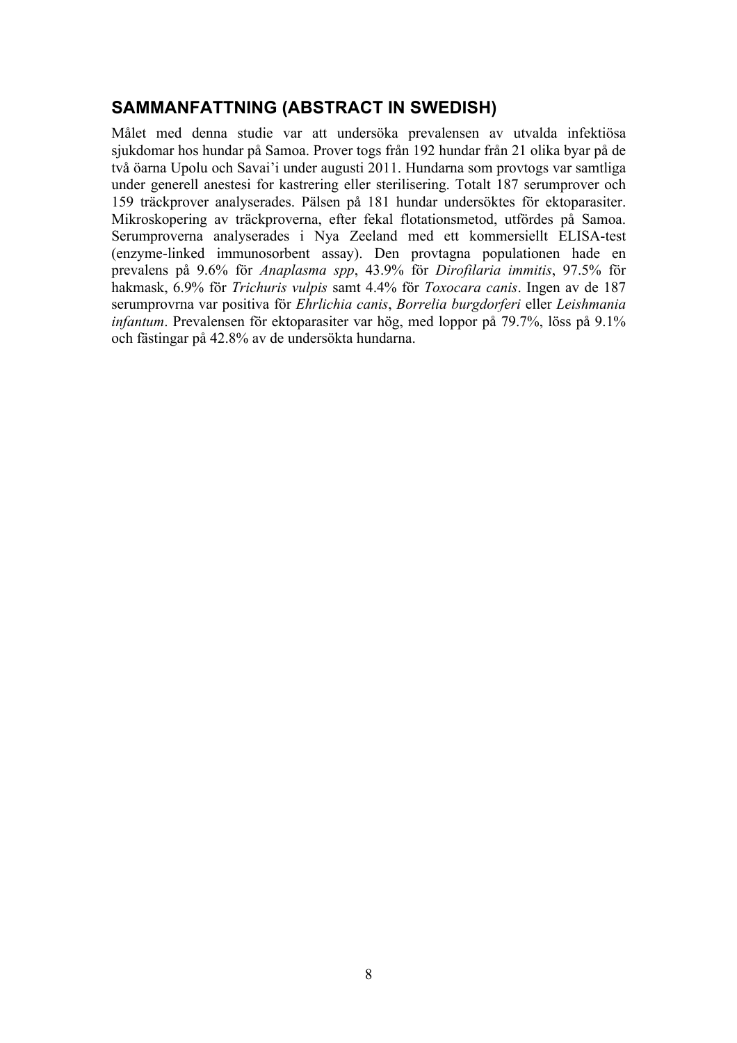## SAMMANFATTNING (ABSTRACT IN SWEDISH)

Målet med denna studie var att undersöka prevalensen av utvalda infektiösa sjukdomar hos hundar på Samoa. Prover togs från 192 hundar från 21 olika byar på de två öarna Upolu och Savai'i under augusti 2011. Hundarna som provtogs var samtliga under generell anestesi for kastrering eller sterilisering. Totalt 187 serumprover och 159 träckprover analyserades. Pälsen på 181 hundar undersöktes för ektoparasiter. Mikroskopering av träckproverna, efter fekal flotationsmetod, utfördes på Samoa. Serumproverna analyserades i Nya Zeeland med ett kommersiellt ELISA-test (enzyme-linked immunosorbent assay). Den provtagna populationen hade en prevalens på 9.6% för *Anaplasma spp*, 43.9% för *Dirofilaria immitis*, 97.5% för hakmask, 6.9% för *Trichuris vulpis* samt 4.4% för *Toxocara canis*. Ingen av de 187 serumprovrna var positiva för *Ehrlichia canis*, *Borrelia burgdorferi* eller *Leishmania infantum*. Prevalensen för ektoparasiter var hög, med loppor på 79.7%, löss på 9.1% och fästingar på 42.8% av de undersökta hundarna.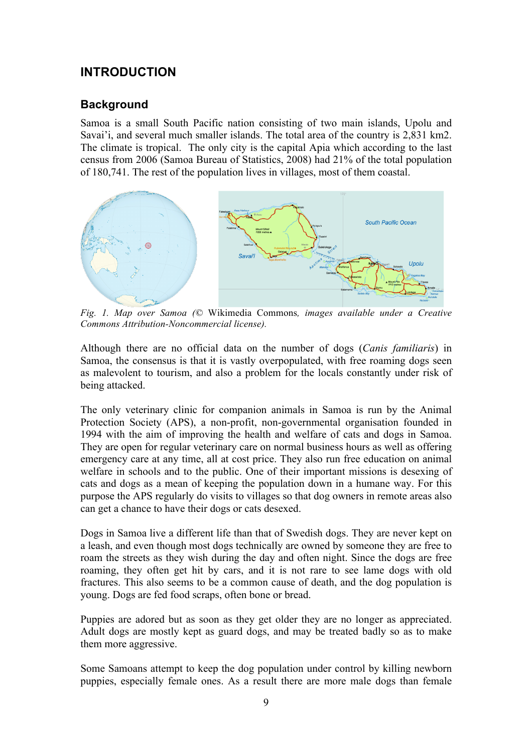# INTRODUCTION

## Background

Samoa is a small South Pacific nation consisting of two main islands, Upolu and Savai'i, and several much smaller islands. The total area of the country is 2,831 km2. The climate is tropical. The only city is the capital Apia which according to the last census from 2006 (Samoa Bureau of Statistics, 2008) had 21% of the total population of 180,741. The rest of the population lives in villages, most of them coastal.

*Fig. 1. Map over Samoa (*© Wikimedia Commons, *images available under a Creative Commons Attribution-Noncommercial license).*

Although there are no official data on the number of dogs (*Canis familiaris*) in Samoa, the consensus is that it is vastly overpopulated, with free roaming dogs seen as malevolent to tourism, and also a problem for the locals constantly under risk of being attacked.

The only veterinary clinic for companion animals in Samoa is run by the Animal Protection Society (APS), a non-profit, non-governmental organisation founded in 1994 with the aim of improving the health and welfare of cats and dogs in Samoa. They are open for regular veterinary care on normal business hours as well as offering emergency care at any time, all at cost price. They also run free education on animal welfare in schools and to the public. One of their important missions is desexing of cats and dogs as a mean of keeping the population down in a humane way. For this purpose the APS regularly do visits to villages so that dog owners in remote areas also can get a chance to have their dogs or cats desexed.

Dogs in Samoa live a different life than that of Swedish dogs. They are never kept on a leash, and even though most dogs technically are owned by someone they are free to roam the streets as they wish during the day and often night. Since the dogs are free roaming, they often get hit by cars, and it is not rare to see lame dogs with old fractures. This also seems to be a common cause of death, and the dog population is young. Dogs are fed food scraps, often bone or bread.

Puppies are adored but as soon as they get older they are no longer as appreciated. Adult dogs are mostly kept as guard dogs, and may be treated badly so as to make them more aggressive.

Some Samoans attempt to keep the dog population under control by killing newborn puppies, especially female ones. As a result there are more male dogs than female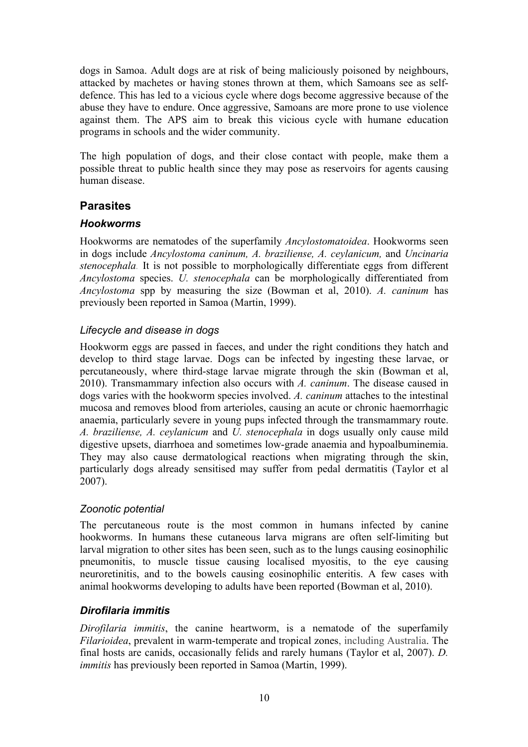dogs in Samoa. Adult dogs are at risk of being maliciously poisoned by neighbours, attacked by machetes or having stones thrown at them, which Samoans see as self-defence. This has led to a vicious cycle where dogs become aggressive because of the abuse they have to endure. Once aggressive, Samoans are more prone to use violence against them. The APS aim to break this vicious cycle with humane education programs in schools and the wider community.

The high population of dogs, and their close contact with people, make them a possible threat to public health since they may pose as reservoirs for agents causing human disease.

## Parasites

### *Hookworms*

Hookworms are nematodes of the superfamily *Ancylostomatoidea*. Hookworms seen in dogs include *Ancylostoma caninum, A. braziliense, A. ceylanicum,* and *Uncinaria stenocephala*. It is not possible to morphologically differentiate eggs from different *Ancylostoma* species. *U. stenocephala* can be morphologically differentiated from *Ancylostoma* spp by measuring the size (Bowman et al, 2010). *A. caninum* has previously been reported in Samoa (Martin, 1999).

#### *Lifecycle and disease in dogs*

Hookworm eggs are passed in faeces, and under the right conditions they hatch and develop to third stage larvae. Dogs can be infected by ingesting these larvae, or percutaneously, where third-stage larvae migrate through the skin (Bowman et al, 2010). Transmammary infection also occurs with *A. caninum*. The disease caused in dogs varies with the hookworm species involved. *A. caninum* attaches to the intestinal mucosa and removes blood from arterioles, causing an acute or chronic haemorrhagic anaemia, particularly severe in young pups infected through the transmammary route. *A. braziliense, A. ceylanicum* and *U. stenocephala* in dogs usually only cause mild digestive upsets, diarrhoea and sometimes low-grade anaemia and hypoalbuminemia. They may also cause dermatological reactions when migrating through the skin, particularly dogs already sensitised may suffer from pedal dermatitis (Taylor et al 2007).

#### *Zoonotic potential*

The percutaneous route is the most common in humans infected by canine hookworms. In humans these cutaneous larva migrans are often self-limiting but larval migration to other sites has been seen, such as to the lungs causing eosinophilic pneumonitis, to muscle tissue causing localised myositis, to the eye causing neuroretinitis, and to the bowels causing eosinophilic enteritis. A few cases with animal hookworms developing to adults have been reported (Bowman et al, 2010).

### *Dirofilaria immitis*

*Dirofilaria immitis*, the canine heartworm, is a nematode of the superfamily *Filarioidea*, prevalent in warm-temperate and tropical zones, including Australia. The final hosts are canids, occasionally felids and rarely humans (Taylor et al, 2007). *D. immitis* has previously been reported in Samoa (Martin, 1999).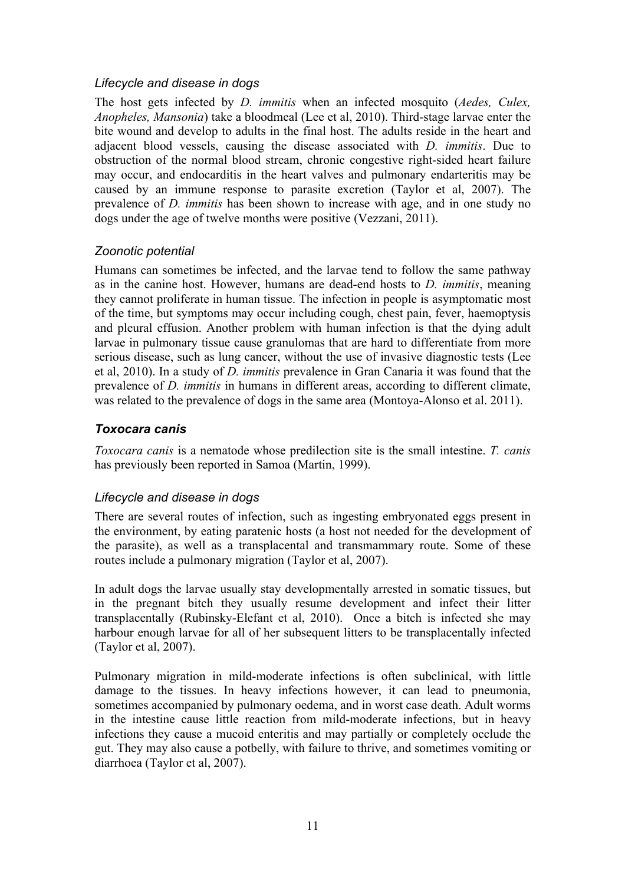#### *Lifecycle and disease in dogs*

The host gets infected by *D. immitis* when an infected mosquito (*Aedes, Culex, Anopheles, Mansonia*) take a bloodmeal (Lee et al, 2010). Third-stage larvae enter the bite wound and develop to adults in the final host. The adults reside in the heart and adjacent blood vessels, causing the disease associated with *D. immitis*. Due to obstruction of the normal blood stream, chronic congestive right-sided heart failure may occur, and endocarditis in the heart valves and pulmonary endarteritis may be caused by an immune response to parasite excretion (Taylor et al, 2007). The prevalence of *D. immitis* has been shown to increase with age, and in one study no dogs under the age of twelve months were positive (Vezzani, 2011).

#### *Zoonotic potential*

Humans can sometimes be infected, and the larvae tend to follow the same pathway as in the canine host. However, humans are dead-end hosts to *D. immitis*, meaning they cannot proliferate in human tissue. The infection in people is asymptomatic most of the time, but symptoms may occur including cough, chest pain, fever, haemoptysis and pleural effusion. Another problem with human infection is that the dying adult larvae in pulmonary tissue cause granulomas that are hard to differentiate from more serious disease, such as lung cancer, without the use of invasive diagnostic tests (Lee et al, 2010). In a study of *D. immitis* prevalence in Gran Canaria it was found that the prevalence of *D. immitis* in humans in different areas, according to different climate, was related to the prevalence of dogs in the same area (Montoya-Alonso et al. 2011).

### ***Toxocara canis***

*Toxocara canis* is a nematode whose predilection site is the small intestine. *T. canis* has previously been reported in Samoa (Martin, 1999).

#### *Lifecycle and disease in dogs*

There are several routes of infection, such as ingesting embryonated eggs present in the environment, by eating paratenic hosts (a host not needed for the development of the parasite), as well as a transplacental and transmammary route. Some of these routes include a pulmonary migration (Taylor et al, 2007).

In adult dogs the larvae usually stay developmentally arrested in somatic tissues, but in the pregnant bitch they usually resume development and infect their litter transplacentally (Rubinsky-Elefant et al, 2010). Once a bitch is infected she may harbour enough larvae for all of her subsequent litters to be transplacentally infected (Taylor et al, 2007).

Pulmonary migration in mild-moderate infections is often subclinical, with little damage to the tissues. In heavy infections however, it can lead to pneumonia, sometimes accompanied by pulmonary oedema, and in worst case death. Adult worms in the intestine cause little reaction from mild-moderate infections, but in heavy infections they cause a mucoid enteritis and may partially or completely occlude the gut. They may also cause a potbelly, with failure to thrive, and sometimes vomiting or diarrhoea (Taylor et al, 2007).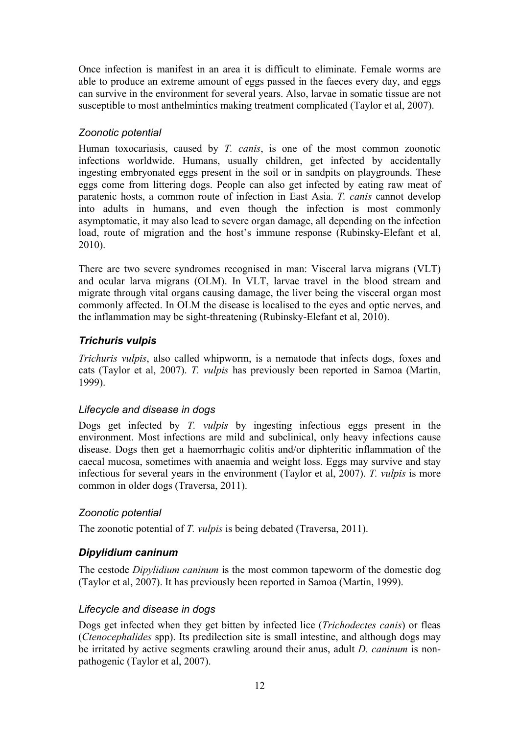Once infection is manifest in an area it is difficult to eliminate. Female worms are able to produce an extreme amount of eggs passed in the faeces every day, and eggs can survive in the environment for several years. Also, larvae in somatic tissue are not susceptible to most anthelmintics making treatment complicated (Taylor et al, 2007).

#### *Zoonotic potential*

Human toxocariasis, caused by *T. canis*, is one of the most common zoonotic infections worldwide. Humans, usually children, get infected by accidentally ingesting embryonated eggs present in the soil or in sandpits on playgrounds. These eggs come from littering dogs. People can also get infected by eating raw meat of paratenic hosts, a common route of infection in East Asia. *T. canis* cannot develop into adults in humans, and even though the infection is most commonly asymptomatic, it may also lead to severe organ damage, all depending on the infection load, route of migration and the host's immune response (Rubinsky-Elefant et al, 2010).

There are two severe syndromes recognised in man: Visceral larva migrans (VLT) and ocular larva migrans (OLM). In VLT, larvae travel in the blood stream and migrate through vital organs causing damage, the liver being the visceral organ most commonly affected. In OLM the disease is localised to the eyes and optic nerves, and the inflammation may be sight-threatening (Rubinsky-Elefant et al, 2010).

### *Trichuris vulpis*

*Trichuris vulpis*, also called whipworm, is a nematode that infects dogs, foxes and cats (Taylor et al, 2007). *T. vulpis* has previously been reported in Samoa (Martin, 1999).

#### *Lifecycle and disease in dogs*

Dogs get infected by *T. vulpis* by ingesting infectious eggs present in the environment. Most infections are mild and subclinical, only heavy infections cause disease. Dogs then get a haemorrhagic colitis and/or diphteritic inflammation of the caecal mucosa, sometimes with anaemia and weight loss. Eggs may survive and stay infectious for several years in the environment (Taylor et al, 2007). *T. vulpis* is more common in older dogs (Traversa, 2011).

#### *Zoonotic potential*

The zoonotic potential of *T. vulpis* is being debated (Traversa, 2011).

### *Dipylidium caninum*

The cestode *Dipylidium caninum* is the most common tapeworm of the domestic dog (Taylor et al, 2007). It has previously been reported in Samoa (Martin, 1999).

#### *Lifecycle and disease in dogs*

Dogs get infected when they get bitten by infected lice (*Trichodectes canis*) or fleas (*Ctenocephalides* spp). Its predilection site is small intestine, and although dogs may be irritated by active segments crawling around their anus, adult *D. caninum* is non-pathogenic (Taylor et al, 2007).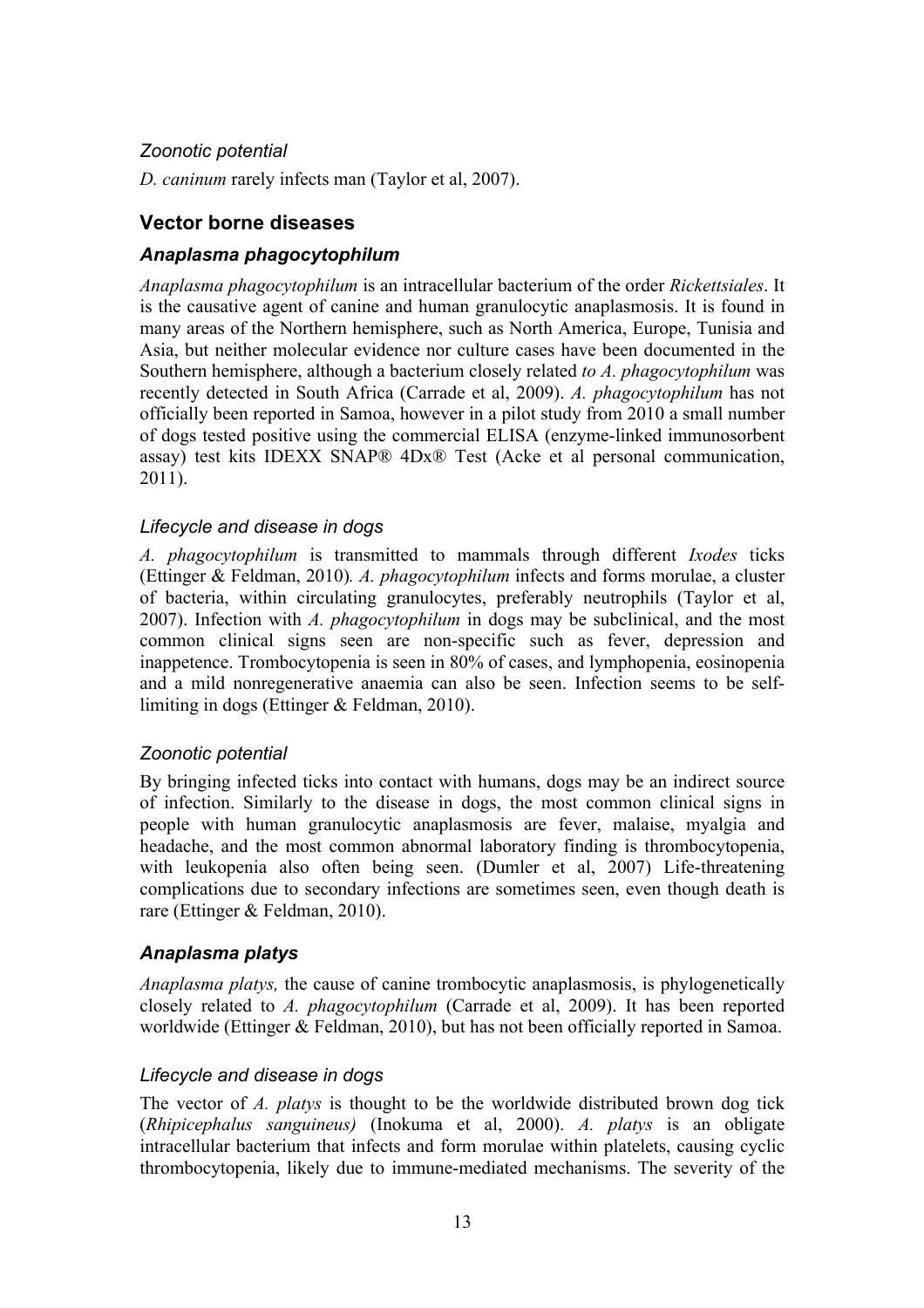### *Zoonotic potential*

*D. caninum* rarely infects man (Taylor et al, 2007).

## Vector borne diseases

### *Anaplasma phagocytophilum*

*Anaplasma phagocytophilum* is an intracellular bacterium of the order *Rickettsiales*. It is the causative agent of canine and human granulocytic anaplasmosis. It is found in many areas of the Northern hemisphere, such as North America, Europe, Tunisia and Asia, but neither molecular evidence nor culture cases have been documented in the Southern hemisphere, although a bacterium closely related *to A. phagocytophilum* was recently detected in South Africa (Carrade et al, 2009). *A. phagocytophilum* has not officially been reported in Samoa, however in a pilot study from 2010 a small number of dogs tested positive using the commercial ELISA (enzyme-linked immunosorbent assay) test kits IDEXX SNAP® 4Dx® Test (Acke et al personal communication, 2011).

### *Lifecycle and disease in dogs*

*A. phagocytophilum* is transmitted to mammals through different *Ixodes* ticks (Ettinger & Feldman, 2010). *A. phagocytophilum* infects and forms morulae, a cluster of bacteria, within circulating granulocytes, preferably neutrophils (Taylor et al, 2007). Infection with *A. phagocytophilum* in dogs may be subclinical, and the most common clinical signs seen are non-specific such as fever, depression and inappetence. Trombocytopenia is seen in 80% of cases, and lymphopenia, eosinopenia and a mild nonregenerative anaemia can also be seen. Infection seems to be self-limiting in dogs (Ettinger & Feldman, 2010).

### *Zoonotic potential*

By bringing infected ticks into contact with humans, dogs may be an indirect source of infection. Similarly to the disease in dogs, the most common clinical signs in people with human granulocytic anaplasmosis are fever, malaise, myalgia and headache, and the most common abnormal laboratory finding is thrombocytopenia, with leukopenia also often being seen. (Dumler et al, 2007) Life-threatening complications due to secondary infections are sometimes seen, even though death is rare (Ettinger & Feldman, 2010).

### *Anaplasma platys*

*Anaplasma platys,* the cause of canine trombocytic anaplasmosis, is phylogenetically closely related to *A. phagocytophilum* (Carrade et al, 2009). It has been reported worldwide (Ettinger & Feldman, 2010), but has not been officially reported in Samoa.

### *Lifecycle and disease in dogs*

The vector of *A. platys* is thought to be the worldwide distributed brown dog tick (*Rhipicephalus sanguineus)* (Inokuma et al, 2000). *A. platys* is an obligate intracellular bacterium that infects and form morulae within platelets, causing cyclic thrombocytopenia, likely due to immune-mediated mechanisms. The severity of the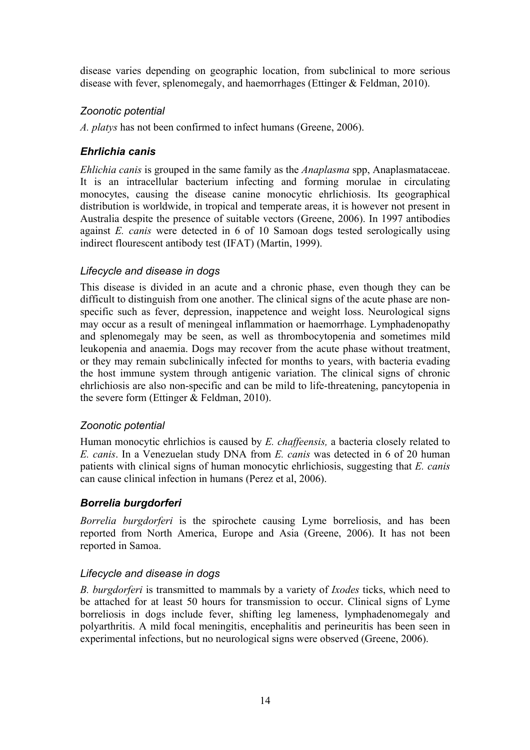disease varies depending on geographic location, from subclinical to more serious disease with fever, splenomegaly, and haemorrhages (Ettinger & Feldman, 2010).

#### *Zoonotic potential*

*A. platys* has not been confirmed to infect humans (Greene, 2006).

### ***Ehrlichia canis***

*Ehlichia canis* is grouped in the same family as the *Anaplasma* spp, Anaplasmataceae. It is an intracellular bacterium infecting and forming morulae in circulating monocytes, causing the disease canine monocytic ehrlichiosis. Its geographical distribution is worldwide, in tropical and temperate areas, it is however not present in Australia despite the presence of suitable vectors (Greene, 2006). In 1997 antibodies against *E. canis* were detected in 6 of 10 Samoan dogs tested serologically using indirect flourescent antibody test (IFAT) (Martin, 1999).

#### *Lifecycle and disease in dogs*

This disease is divided in an acute and a chronic phase, even though they can be difficult to distinguish from one another. The clinical signs of the acute phase are non-specific such as fever, depression, inappetence and weight loss. Neurological signs may occur as a result of meningeal inflammation or haemorrhage. Lymphadenopathy and splenomegaly may be seen, as well as thrombocytopenia and sometimes mild leukopenia and anaemia. Dogs may recover from the acute phase without treatment, or they may remain subclinically infected for months to years, with bacteria evading the host immune system through antigenic variation. The clinical signs of chronic ehrlichiosis are also non-specific and can be mild to life-threatening, pancytopenia in the severe form (Ettinger & Feldman, 2010).

#### *Zoonotic potential*

Human monocytic ehrlichios is caused by *E. chaffeensis,* a bacteria closely related to *E. canis*. In a Venezuelan study DNA from *E. canis* was detected in 6 of 20 human patients with clinical signs of human monocytic ehrlichiosis, suggesting that *E. canis* can cause clinical infection in humans (Perez et al, 2006).

### ***Borrelia burgdorferi***

*Borrelia burgdorferi* is the spirochete causing Lyme borreliosis, and has been reported from North America, Europe and Asia (Greene, 2006). It has not been reported in Samoa.

#### *Lifecycle and disease in dogs*

*B. burgdorferi* is transmitted to mammals by a variety of *Ixodes* ticks, which need to be attached for at least 50 hours for transmission to occur. Clinical signs of Lyme borreliosis in dogs include fever, shifting leg lameness, lymphadenomegaly and polyarthritis. A mild focal meningitis, encephalitis and perineuritis has been seen in experimental infections, but no neurological signs were observed (Greene, 2006).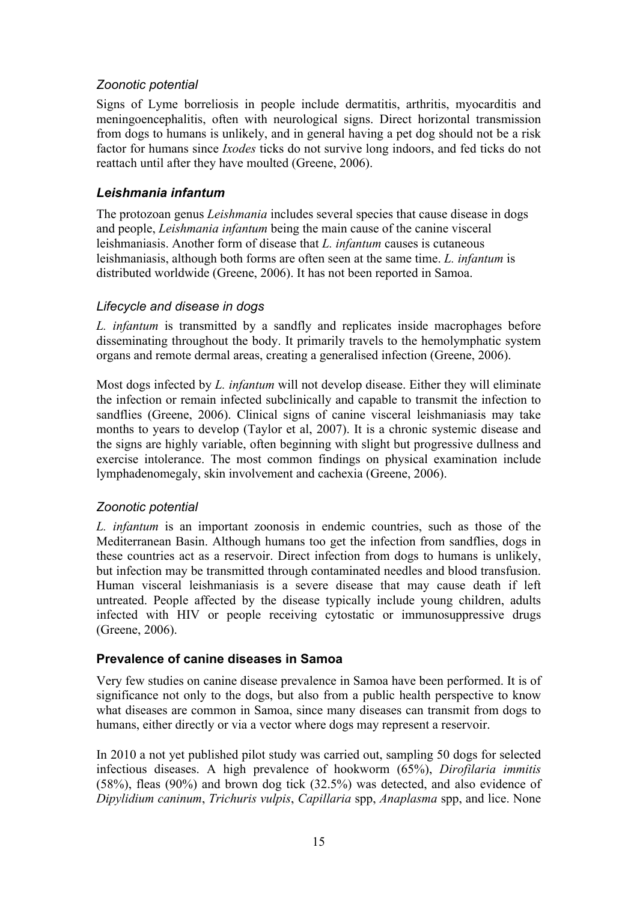### *Zoonotic potential*

Signs of Lyme borreliosis in people include dermatitis, arthritis, myocarditis and meningoencephalitis, often with neurological signs. Direct horizontal transmission from dogs to humans is unlikely, and in general having a pet dog should not be a risk factor for humans since *Ixodes* ticks do not survive long indoors, and fed ticks do not reattach until after they have moulted (Greene, 2006).

## ***Leishmania infantum***

The protozoan genus *Leishmania* includes several species that cause disease in dogs and people, *Leishmania infantum* being the main cause of the canine visceral leishmaniasis. Another form of disease that *L. infantum* causes is cutaneous leishmaniasis, although both forms are often seen at the same time. *L. infantum* is distributed worldwide (Greene, 2006). It has not been reported in Samoa.

### *Lifecycle and disease in dogs*

*L. infantum* is transmitted by a sandfly and replicates inside macrophages before disseminating throughout the body. It primarily travels to the hemolymphatic system organs and remote dermal areas, creating a generalised infection (Greene, 2006).

Most dogs infected by *L. infantum* will not develop disease. Either they will eliminate the infection or remain infected subclinically and capable to transmit the infection to sandflies (Greene, 2006). Clinical signs of canine visceral leishmaniasis may take months to years to develop (Taylor et al, 2007). It is a chronic systemic disease and the signs are highly variable, often beginning with slight but progressive dullness and exercise intolerance. The most common findings on physical examination include lymphadenomegaly, skin involvement and cachexia (Greene, 2006).

### *Zoonotic potential*

*L. infantum* is an important zoonosis in endemic countries, such as those of the Mediterranean Basin. Although humans too get the infection from sandflies, dogs in these countries act as a reservoir. Direct infection from dogs to humans is unlikely, but infection may be transmitted through contaminated needles and blood transfusion. Human visceral leishmaniasis is a severe disease that may cause death if left untreated. People affected by the disease typically include young children, adults infected with HIV or people receiving cytostatic or immunosuppressive drugs (Greene, 2006).

## **Prevalence of canine diseases in Samoa**

Very few studies on canine disease prevalence in Samoa have been performed. It is of significance not only to the dogs, but also from a public health perspective to know what diseases are common in Samoa, since many diseases can transmit from dogs to humans, either directly or via a vector where dogs may represent a reservoir.

In 2010 a not yet published pilot study was carried out, sampling 50 dogs for selected infectious diseases. A high prevalence of hookworm (65%), *Dirofilaria immitis* (58%), fleas (90%) and brown dog tick (32.5%) was detected, and also evidence of *Dipylidium caninum*, *Trichuris vulpis*, *Capillaria* spp, *Anaplasma* spp, and lice. None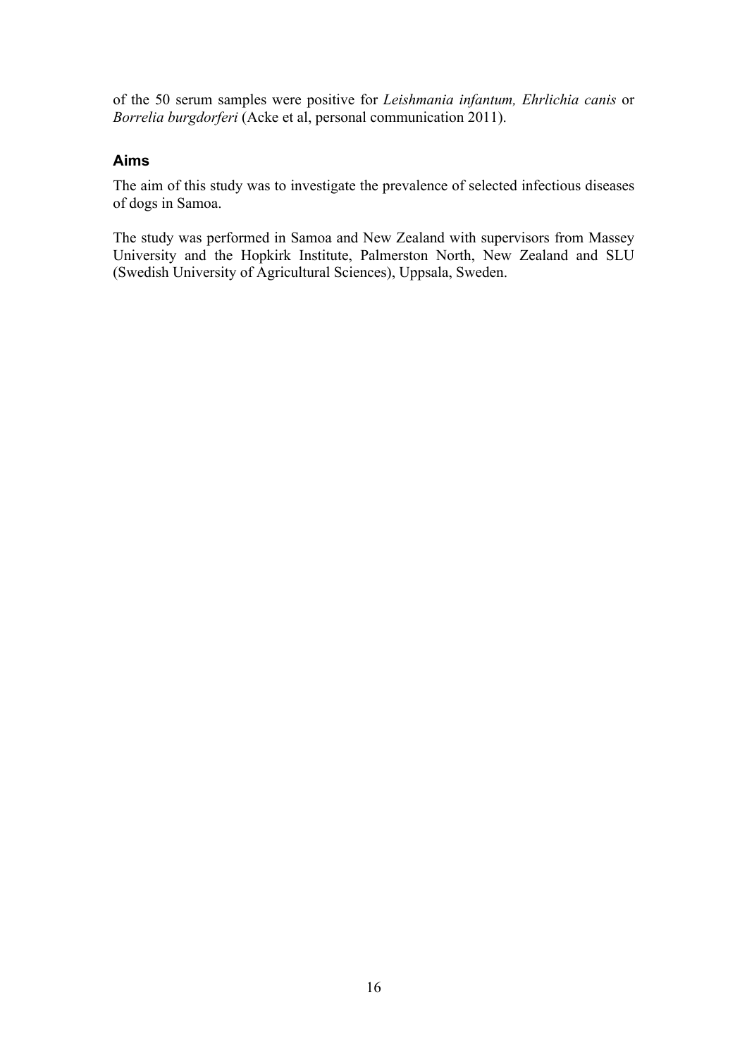of the 50 serum samples were positive for *Leishmania infantum, Ehrlichia canis* or *Borrelia burgdorferi* (Acke et al, personal communication 2011).

### Aims

The aim of this study was to investigate the prevalence of selected infectious diseases of dogs in Samoa.

The study was performed in Samoa and New Zealand with supervisors from Massey University and the Hopkirk Institute, Palmerston North, New Zealand and SLU (Swedish University of Agricultural Sciences), Uppsala, Sweden.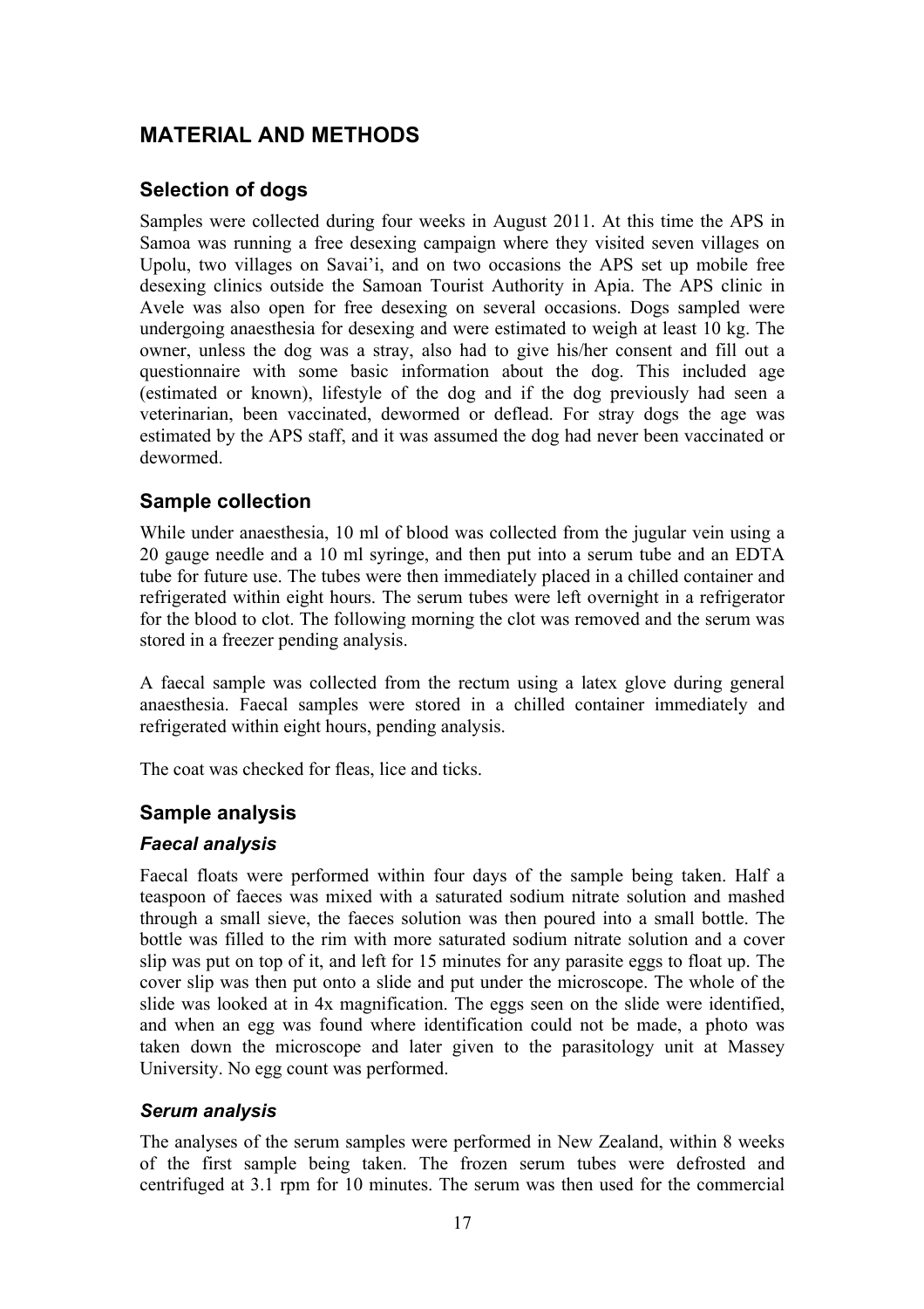## MATERIAL AND METHODS

### Selection of dogs

Samples were collected during four weeks in August 2011. At this time the APS in Samoa was running a free desexing campaign where they visited seven villages on Upolu, two villages on Savai'i, and on two occasions the APS set up mobile free desexing clinics outside the Samoan Tourist Authority in Apia. The APS clinic in Avele was also open for free desexing on several occasions. Dogs sampled were undergoing anaesthesia for desexing and were estimated to weigh at least 10 kg. The owner, unless the dog was a stray, also had to give his/her consent and fill out a questionnaire with some basic information about the dog. This included age (estimated or known), lifestyle of the dog and if the dog previously had seen a veterinarian, been vaccinated, dewormed or deflead. For stray dogs the age was estimated by the APS staff, and it was assumed the dog had never been vaccinated or dewormed.

### Sample collection

While under anaesthesia, 10 ml of blood was collected from the jugular vein using a 20 gauge needle and a 10 ml syringe, and then put into a serum tube and an EDTA tube for future use. The tubes were then immediately placed in a chilled container and refrigerated within eight hours. The serum tubes were left overnight in a refrigerator for the blood to clot. The following morning the clot was removed and the serum was stored in a freezer pending analysis.

A faecal sample was collected from the rectum using a latex glove during general anaesthesia. Faecal samples were stored in a chilled container immediately and refrigerated within eight hours, pending analysis.

The coat was checked for fleas, lice and ticks.

### Sample analysis

#### *Faecal analysis*

Faecal floats were performed within four days of the sample being taken. Half a teaspoon of faeces was mixed with a saturated sodium nitrate solution and mashed through a small sieve, the faeces solution was then poured into a small bottle. The bottle was filled to the rim with more saturated sodium nitrate solution and a cover slip was put on top of it, and left for 15 minutes for any parasite eggs to float up. The cover slip was then put onto a slide and put under the microscope. The whole of the slide was looked at in 4x magnification. The eggs seen on the slide were identified, and when an egg was found where identification could not be made, a photo was taken down the microscope and later given to the parasitology unit at Massey University. No egg count was performed.

#### *Serum analysis*

The analyses of the serum samples were performed in New Zealand, within 8 weeks of the first sample being taken. The frozen serum tubes were defrosted and centrifuged at 3.1 rpm for 10 minutes. The serum was then used for the commercial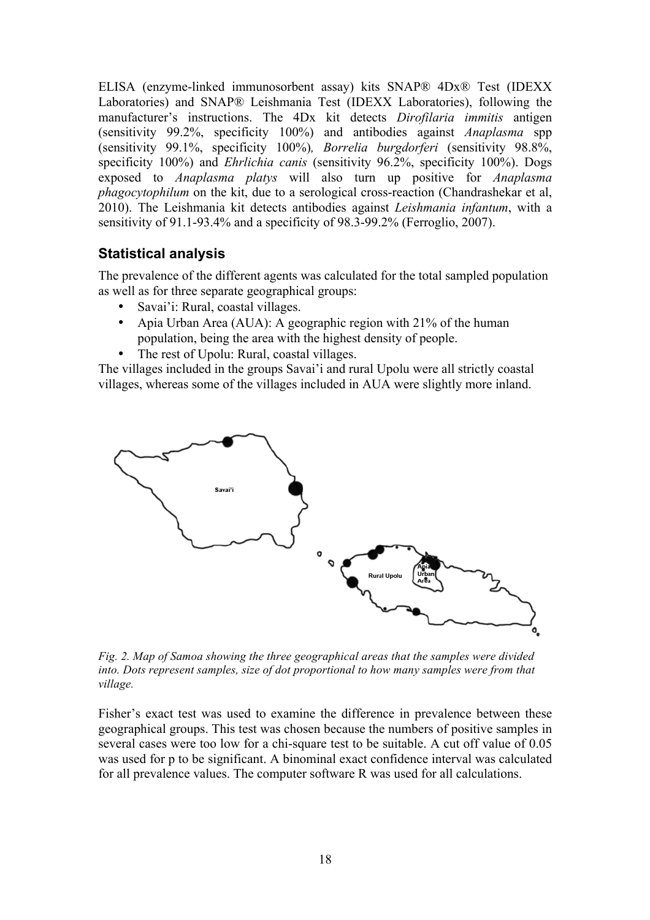ELISA (enzyme-linked immunosorbent assay) kits SNAP® 4Dx® Test (IDEXX Laboratories) and SNAP® Leishmania Test (IDEXX Laboratories), following the manufacturer's instructions. The 4Dx kit detects *Dirofilaria immitis* antigen (sensitivity 99.2%, specificity 100%) and antibodies against *Anaplasma* spp (sensitivity 99.1%, specificity 100%), *Borrelia burgdorferi* (sensitivity 98.8%, specificity 100%) and *Ehrlichia canis* (sensitivity 96.2%, specificity 100%). Dogs exposed to *Anaplasma platys* will also turn up positive for *Anaplasma phagocytophilum* on the kit, due to a serological cross-reaction (Chandrashekar et al, 2010). The Leishmania kit detects antibodies against *Leishmania infantum*, with a sensitivity of 91.1-93.4% and a specificity of 98.3-99.2% (Ferroglio, 2007).

### Statistical analysis

The prevalence of the different agents was calculated for the total sampled population as well as for three separate geographical groups:

- Savai'i: Rural, coastal villages.
- Apia Urban Area (AUA): A geographic region with 21% of the human population, being the area with the highest density of people.
- The rest of Upolu: Rural, coastal villages.

The villages included in the groups Savai'i and rural Upolu were all strictly coastal villages, whereas some of the villages included in AUA were slightly more inland.

*Fig. 2. Map of Samoa showing the three geographical areas that the samples were divided into. Dots represent samples, size of dot proportional to how many samples were from that village.*

Fisher's exact test was used to examine the difference in prevalence between these geographical groups. This test was chosen because the numbers of positive samples in several cases were too low for a chi-square test to be suitable. A cut off value of 0.05 was used for p to be significant. A binominal exact confidence interval was calculated for all prevalence values. The computer software R was used for all calculations.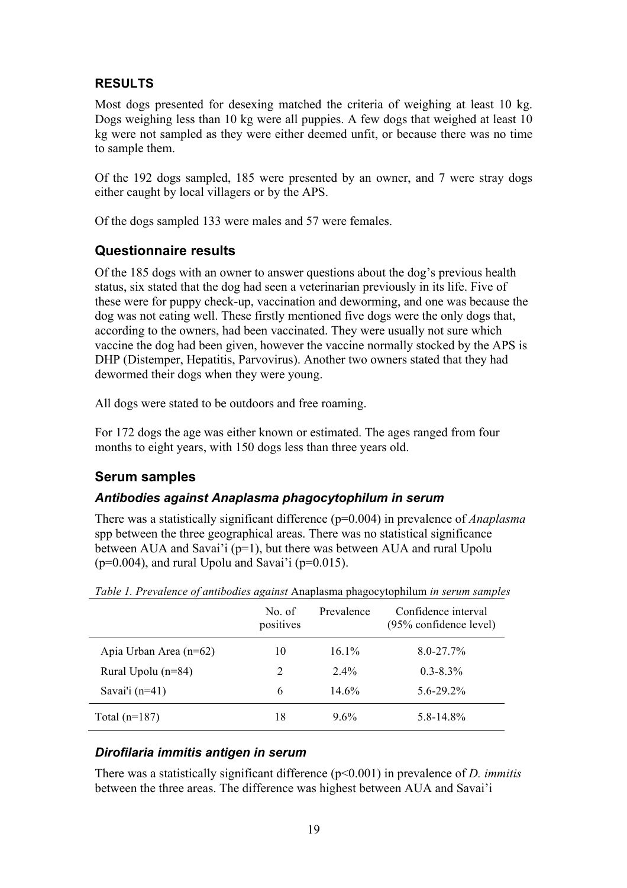## RESULTS

Most dogs presented for desexing matched the criteria of weighing at least 10 kg. Dogs weighing less than 10 kg were all puppies. A few dogs that weighed at least 10 kg were not sampled as they were either deemed unfit, or because there was no time to sample them.

Of the 192 dogs sampled, 185 were presented by an owner, and 7 were stray dogs either caught by local villagers or by the APS.

Of the dogs sampled 133 were males and 57 were females.

### Questionnaire results

Of the 185 dogs with an owner to answer questions about the dog's previous health status, six stated that the dog had seen a veterinarian previously in its life. Five of these were for puppy check-up, vaccination and deworming, and one was because the dog was not eating well. These firstly mentioned five dogs were the only dogs that, according to the owners, had been vaccinated. They were usually not sure which vaccine the dog had been given, however the vaccine normally stocked by the APS is DHP (Distemper, Hepatitis, Parvovirus). Another two owners stated that they had dewormed their dogs when they were young.

All dogs were stated to be outdoors and free roaming.

For 172 dogs the age was either known or estimated. The ages ranged from four months to eight years, with 150 dogs less than three years old.

### Serum samples

#### *Antibodies against Anaplasma phagocytophilum in serum*

There was a statistically significant difference ($p=0.004$) in prevalence of *Anaplasma* spp between the three geographical areas. There was no statistical significance between AUA and Savai'i ($p=1$), but there was between AUA and rural Upolu ($p=0.004$), and rural Upolu and Savai'i ($p=0.015$).

*Table 1. Prevalence of antibodies against* Anaplasma phagocytophilum *in serum samples*

| | No. of positives | Prevalence | Confidence interval (95% confidence level) |
|---|---|---|---|
| Apia Urban Area (n=62) | 10 | 16.1% | 8.0-27.7% |
| Rural Upolu (n=84) | 2 | 2.4% | 0.3-8.3% |
| Savai'i (n=41) | 6 | 14.6% | 5.6-29.2% |
| Total (n=187) | 18 | 9.6% | 5.8-14.8% |

#### *Dirofilaria immitis antigen in serum*

There was a statistically significant difference ($p<0.001$) in prevalence of *D. immitis* between the three areas. The difference was highest between AUA and Savai'i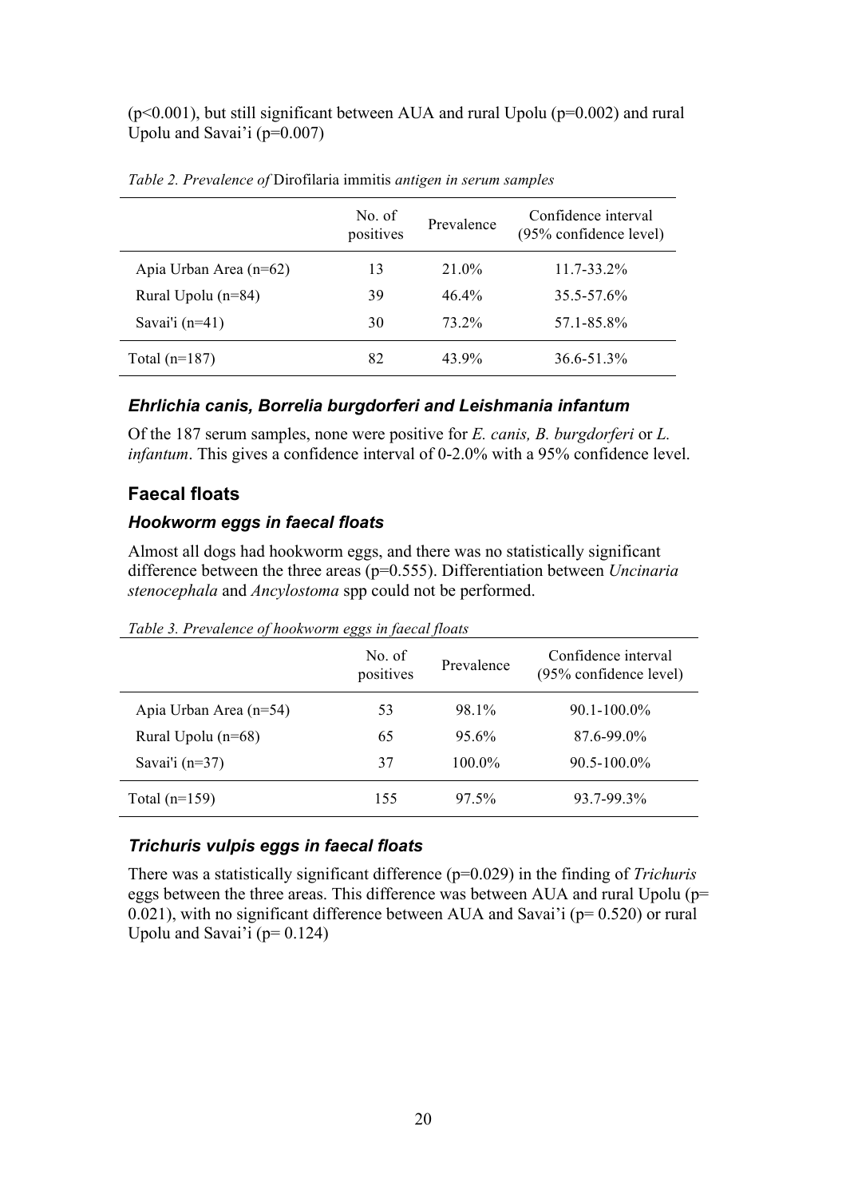($p<0.001$), but still significant between AUA and rural Upolu ($p=0.002$) and rural Upolu and Savai'i ($p=0.007$)

*Table 2. Prevalence of* Dirofilaria immitis *antigen in serum samples*

| | No. of positives | Prevalence | Confidence interval (95% confidence level) |
|---|---|---|---|
| Apia Urban Area (n=62) | 13 | 21.0% | 11.7-33.2% |
| Rural Upolu (n=84) | 39 | 46.4% | 35.5-57.6% |
| Savai'i (n=41) | 30 | 73.2% | 57.1-85.8% |
| Total (n=187) | 82 | 43.9% | 36.6-51.3% |

### *Ehrlichia canis, Borrelia burgdorferi and Leishmania infantum*

Of the 187 serum samples, none were positive for *E. canis, B. burgdorferi* or *L. infantum*. This gives a confidence interval of 0-2.0% with a 95% confidence level.

## Faecal floats

### *Hookworm eggs in faecal floats*

Almost all dogs had hookworm eggs, and there was no statistically significant difference between the three areas ($p=0.555$). Differentiation between *Uncinaria stenocephala* and *Ancylostoma* spp could not be performed.

*Table 3. Prevalence of hookworm eggs in faecal floats*

| | No. of positives | Prevalence | Confidence interval (95% confidence level) |
|---|---|---|---|
| Apia Urban Area (n=54) | 53 | 98.1% | 90.1-100.0% |
| Rural Upolu (n=68) | 65 | 95.6% | 87.6-99.0% |
| Savai'i (n=37) | 37 | 100.0% | 90.5-100.0% |
| Total (n=159) | 155 | 97.5% | 93.7-99.3% |

### *Trichuris vulpis eggs in faecal floats*

There was a statistically significant difference ($p=0.029$) in the finding of *Trichuris* eggs between the three areas. This difference was between AUA and rural Upolu ($p= 0.021$), with no significant difference between AUA and Savai'i ($p= 0.520$) or rural Upolu and Savai'i ($p= 0.124$)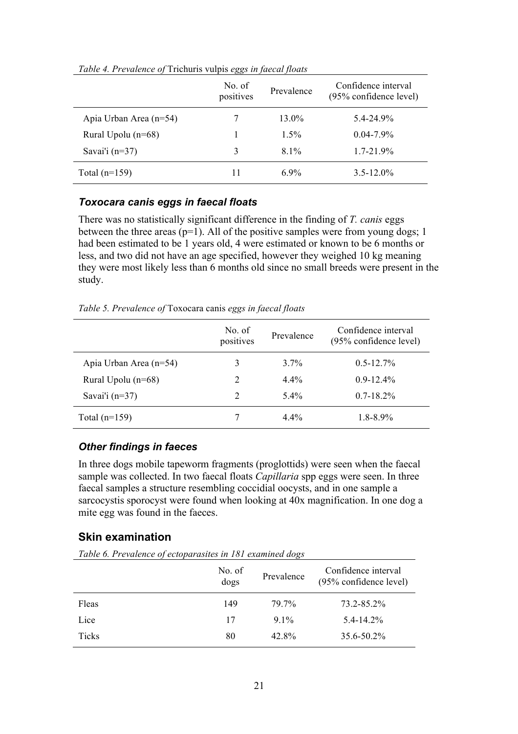*Table 4. Prevalence of* Trichuris vulpis *eggs in faecal floats*

| | No. of positives | Prevalence | Confidence interval (95% confidence level) |
|---|---|---|---|
| Apia Urban Area (n=54) | 7 | 13.0% | 5.4-24.9% |
| Rural Upolu (n=68) | 1 | 1.5% | 0.04-7.9% |
| Savai'i (n=37) | 3 | 8.1% | 1.7-21.9% |
| Total (n=159) | 11 | 6.9% | 3.5-12.0% |

### *Toxocara canis eggs in faecal floats*

There was no statistically significant difference in the finding of *T. canis* eggs between the three areas (p=1). All of the positive samples were from young dogs; 1 had been estimated to be 1 years old, 4 were estimated or known to be 6 months or less, and two did not have an age specified, however they weighed 10 kg meaning they were most likely less than 6 months old since no small breeds were present in the study.

*Table 5. Prevalence of* Toxocara canis *eggs in faecal floats*

| | No. of positives | Prevalence | Confidence interval (95% confidence level) |
|---|---|---|---|
| Apia Urban Area (n=54) | 3 | 3.7% | 0.5-12.7% |
| Rural Upolu (n=68) | 2 | 4.4% | 0.9-12.4% |
| Savai'i (n=37) | 2 | 5.4% | 0.7-18.2% |
| Total (n=159) | 7 | 4.4% | 1.8-8.9% |

### *Other findings in faeces*

In three dogs mobile tapeworm fragments (proglottids) were seen when the faecal sample was collected. In two faecal floats *Capillaria* spp eggs were seen. In three faecal samples a structure resembling coccidial oocysts, and in one sample a sarcocystis sporocyst were found when looking at 40x magnification. In one dog a mite egg was found in the faeces.

## Skin examination

*Table 6. Prevalence of ectoparasites in 181 examined dogs*

| | No. of dogs | Prevalence | Confidence interval (95% confidence level) |
|---|---|---|---|
| Fleas | 149 | 79.7% | 73.2-85.2% |
| Lice | 17 | 9.1% | 5.4-14.2% |
| Ticks | 80 | 42.8% | 35.6-50.2% |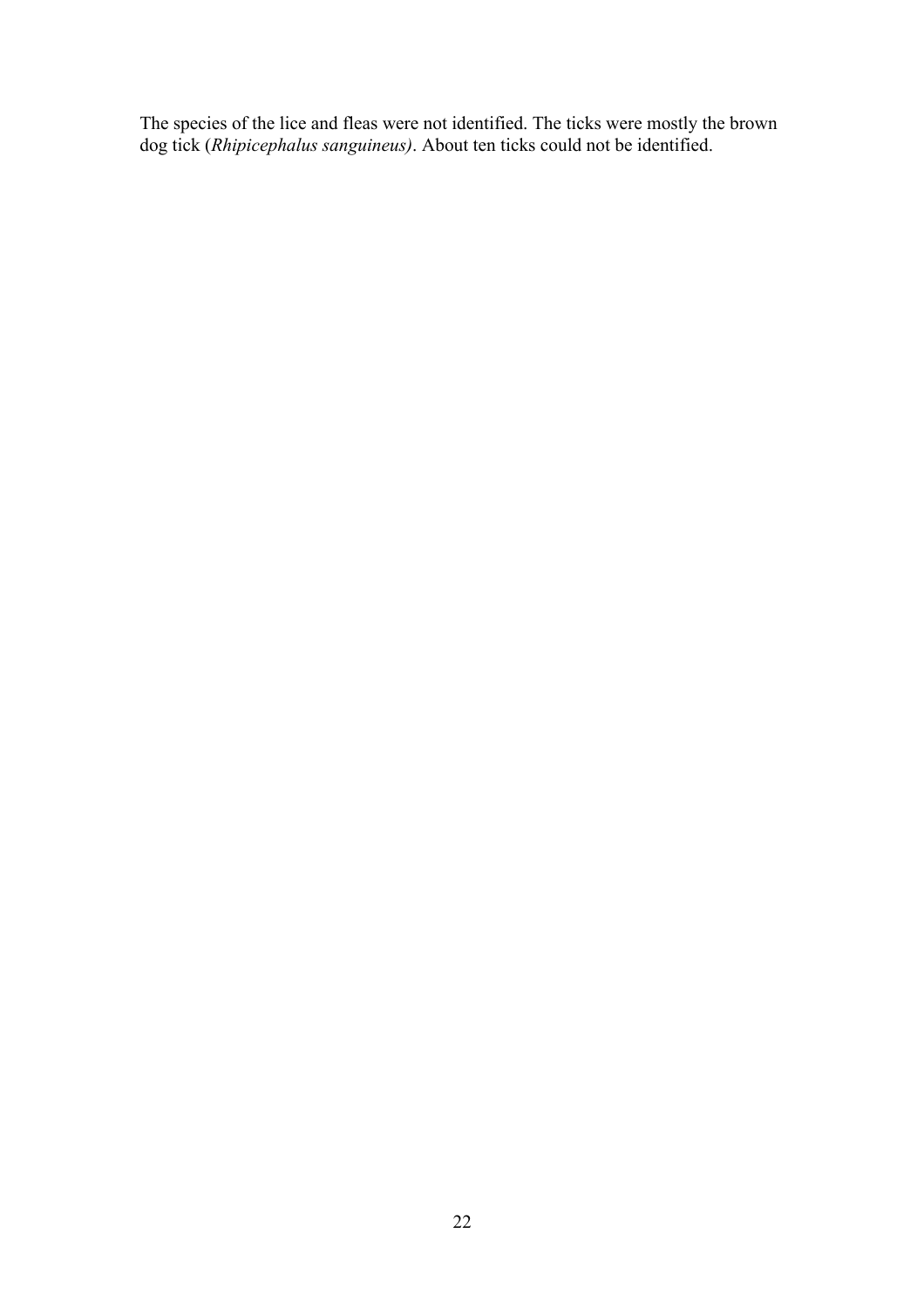The species of the lice and fleas were not identified. The ticks were mostly the brown dog tick (*Rhipicephalus sanguineus)*. About ten ticks could not be identified.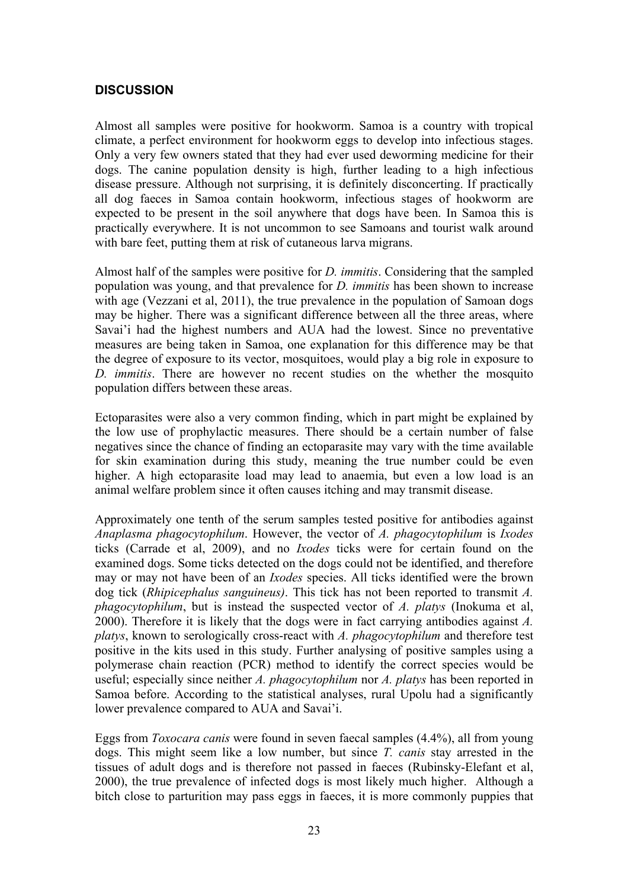## DISCUSSION

Almost all samples were positive for hookworm. Samoa is a country with tropical climate, a perfect environment for hookworm eggs to develop into infectious stages. Only a very few owners stated that they had ever used deworming medicine for their dogs. The canine population density is high, further leading to a high infectious disease pressure. Although not surprising, it is definitely disconcerting. If practically all dog faeces in Samoa contain hookworm, infectious stages of hookworm are expected to be present in the soil anywhere that dogs have been. In Samoa this is practically everywhere. It is not uncommon to see Samoans and tourist walk around with bare feet, putting them at risk of cutaneous larva migrans.

Almost half of the samples were positive for *D. immitis*. Considering that the sampled population was young, and that prevalence for *D. immitis* has been shown to increase with age (Vezzani et al, 2011), the true prevalence in the population of Samoan dogs may be higher. There was a significant difference between all the three areas, where Savai'i had the highest numbers and AUA had the lowest. Since no preventative measures are being taken in Samoa, one explanation for this difference may be that the degree of exposure to its vector, mosquitoes, would play a big role in exposure to *D. immitis*. There are however no recent studies on the whether the mosquito population differs between these areas.

Ectoparasites were also a very common finding, which in part might be explained by the low use of prophylactic measures. There should be a certain number of false negatives since the chance of finding an ectoparasite may vary with the time available for skin examination during this study, meaning the true number could be even higher. A high ectoparasite load may lead to anaemia, but even a low load is an animal welfare problem since it often causes itching and may transmit disease.

Approximately one tenth of the serum samples tested positive for antibodies against *Anaplasma phagocytophilum*. However, the vector of *A. phagocytophilum* is *Ixodes* ticks (Carrade et al, 2009), and no *Ixodes* ticks were for certain found on the examined dogs. Some ticks detected on the dogs could not be identified, and therefore may or may not have been of an *Ixodes* species. All ticks identified were the brown dog tick (*Rhipicephalus sanguineus)*. This tick has not been reported to transmit *A. phagocytophilum*, but is instead the suspected vector of *A. platys* (Inokuma et al, 2000). Therefore it is likely that the dogs were in fact carrying antibodies against *A. platys*, known to serologically cross-react with *A. phagocytophilum* and therefore test positive in the kits used in this study. Further analysing of positive samples using a polymerase chain reaction (PCR) method to identify the correct species would be useful; especially since neither *A. phagocytophilum* nor *A. platys* has been reported in Samoa before. According to the statistical analyses, rural Upolu had a significantly lower prevalence compared to AUA and Savai'i.

Eggs from *Toxocara canis* were found in seven faecal samples (4.4%), all from young dogs. This might seem like a low number, but since *T. canis* stay arrested in the tissues of adult dogs and is therefore not passed in faeces (Rubinsky-Elefant et al, 2000), the true prevalence of infected dogs is most likely much higher. Although a bitch close to parturition may pass eggs in faeces, it is more commonly puppies that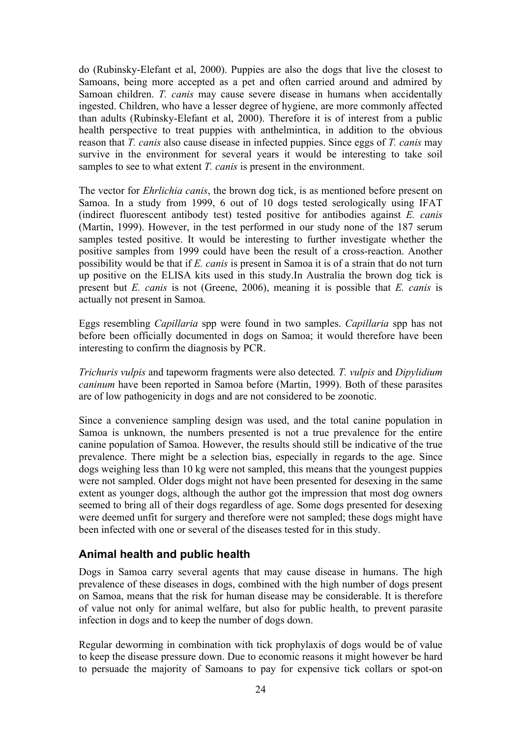do (Rubinsky-Elefant et al, 2000). Puppies are also the dogs that live the closest to Samoans, being more accepted as a pet and often carried around and admired by Samoan children. *T. canis* may cause severe disease in humans when accidentally ingested. Children, who have a lesser degree of hygiene, are more commonly affected than adults (Rubinsky-Elefant et al, 2000). Therefore it is of interest from a public health perspective to treat puppies with anthelmintica, in addition to the obvious reason that *T. canis* also cause disease in infected puppies. Since eggs of *T. canis* may survive in the environment for several years it would be interesting to take soil samples to see to what extent *T. canis* is present in the environment.

The vector for *Ehrlichia canis*, the brown dog tick, is as mentioned before present on Samoa. In a study from 1999, 6 out of 10 dogs tested serologically using IFAT (indirect fluorescent antibody test) tested positive for antibodies against *E. canis* (Martin, 1999). However, in the test performed in our study none of the 187 serum samples tested positive. It would be interesting to further investigate whether the positive samples from 1999 could have been the result of a cross-reaction. Another possibility would be that if *E. canis* is present in Samoa it is of a strain that do not turn up positive on the ELISA kits used in this study.In Australia the brown dog tick is present but *E. canis* is not (Greene, 2006), meaning it is possible that *E. canis* is actually not present in Samoa.

Eggs resembling *Capillaria* spp were found in two samples. *Capillaria* spp has not before been officially documented in dogs on Samoa; it would therefore have been interesting to confirm the diagnosis by PCR.

*Trichuris vulpis* and tapeworm fragments were also detected*. T. vulpis* and *Dipylidium caninum* have been reported in Samoa before (Martin, 1999). Both of these parasites are of low pathogenicity in dogs and are not considered to be zoonotic.

Since a convenience sampling design was used, and the total canine population in Samoa is unknown, the numbers presented is not a true prevalence for the entire canine population of Samoa. However, the results should still be indicative of the true prevalence. There might be a selection bias, especially in regards to the age. Since dogs weighing less than 10 kg were not sampled, this means that the youngest puppies were not sampled. Older dogs might not have been presented for desexing in the same extent as younger dogs, although the author got the impression that most dog owners seemed to bring all of their dogs regardless of age. Some dogs presented for desexing were deemed unfit for surgery and therefore were not sampled; these dogs might have been infected with one or several of the diseases tested for in this study.

## Animal health and public health

Dogs in Samoa carry several agents that may cause disease in humans. The high prevalence of these diseases in dogs, combined with the high number of dogs present on Samoa, means that the risk for human disease may be considerable. It is therefore of value not only for animal welfare, but also for public health, to prevent parasite infection in dogs and to keep the number of dogs down.

Regular deworming in combination with tick prophylaxis of dogs would be of value to keep the disease pressure down. Due to economic reasons it might however be hard to persuade the majority of Samoans to pay for expensive tick collars or spot-on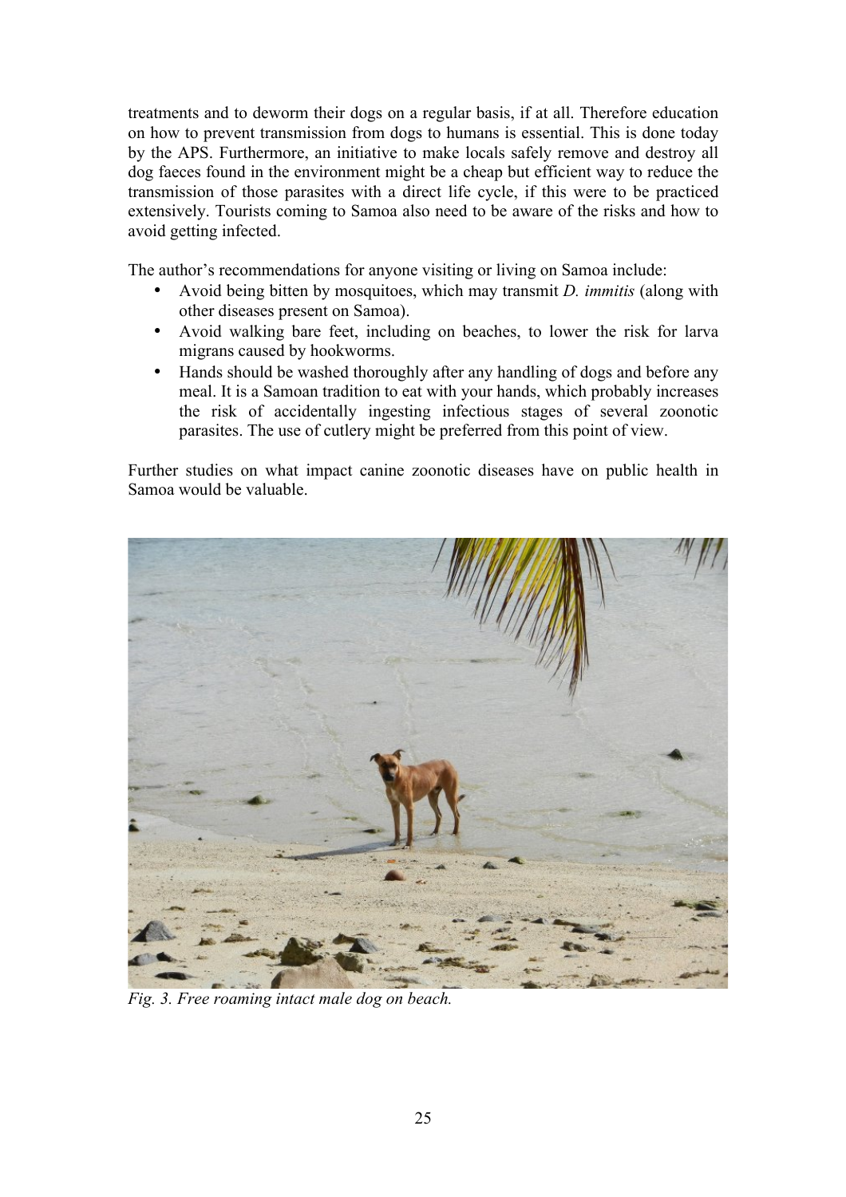treatments and to deworm their dogs on a regular basis, if at all. Therefore education on how to prevent transmission from dogs to humans is essential. This is done today by the APS. Furthermore, an initiative to make locals safely remove and destroy all dog faeces found in the environment might be a cheap but efficient way to reduce the transmission of those parasites with a direct life cycle, if this were to be practiced extensively. Tourists coming to Samoa also need to be aware of the risks and how to avoid getting infected.

The author's recommendations for anyone visiting or living on Samoa include:

- Avoid being bitten by mosquitoes, which may transmit *D. immitis* (along with other diseases present on Samoa).
- Avoid walking bare feet, including on beaches, to lower the risk for larva migrans caused by hookworms.
- Hands should be washed thoroughly after any handling of dogs and before any meal. It is a Samoan tradition to eat with your hands, which probably increases the risk of accidentally ingesting infectious stages of several zoonotic parasites. The use of cutlery might be preferred from this point of view.

Further studies on what impact canine zoonotic diseases have on public health in Samoa would be valuable.

*Fig. 3. Free roaming intact male dog on beach.*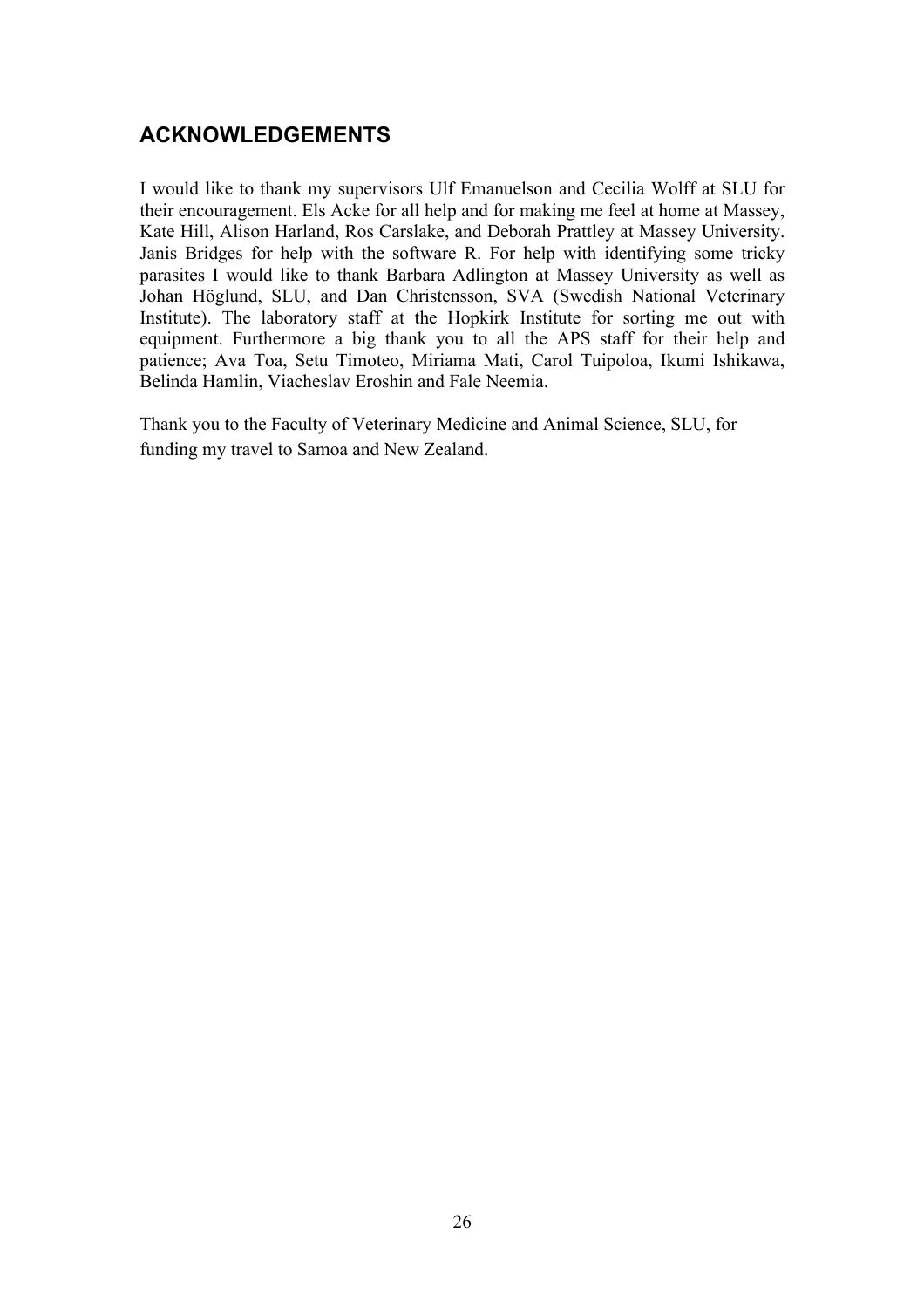## ACKNOWLEDGEMENTS

I would like to thank my supervisors Ulf Emanuelson and Cecilia Wolff at SLU for their encouragement. Els Acke for all help and for making me feel at home at Massey, Kate Hill, Alison Harland, Ros Carslake, and Deborah Prattley at Massey University. Janis Bridges for help with the software R. For help with identifying some tricky parasites I would like to thank Barbara Adlington at Massey University as well as Johan Höglund, SLU, and Dan Christensson, SVA (Swedish National Veterinary Institute). The laboratory staff at the Hopkirk Institute for sorting me out with equipment. Furthermore a big thank you to all the APS staff for their help and patience; Ava Toa, Setu Timoteo, Miriama Mati, Carol Tuipoloa, Ikumi Ishikawa, Belinda Hamlin, Viacheslav Eroshin and Fale Neemia.

Thank you to the Faculty of Veterinary Medicine and Animal Science, SLU, for funding my travel to Samoa and New Zealand.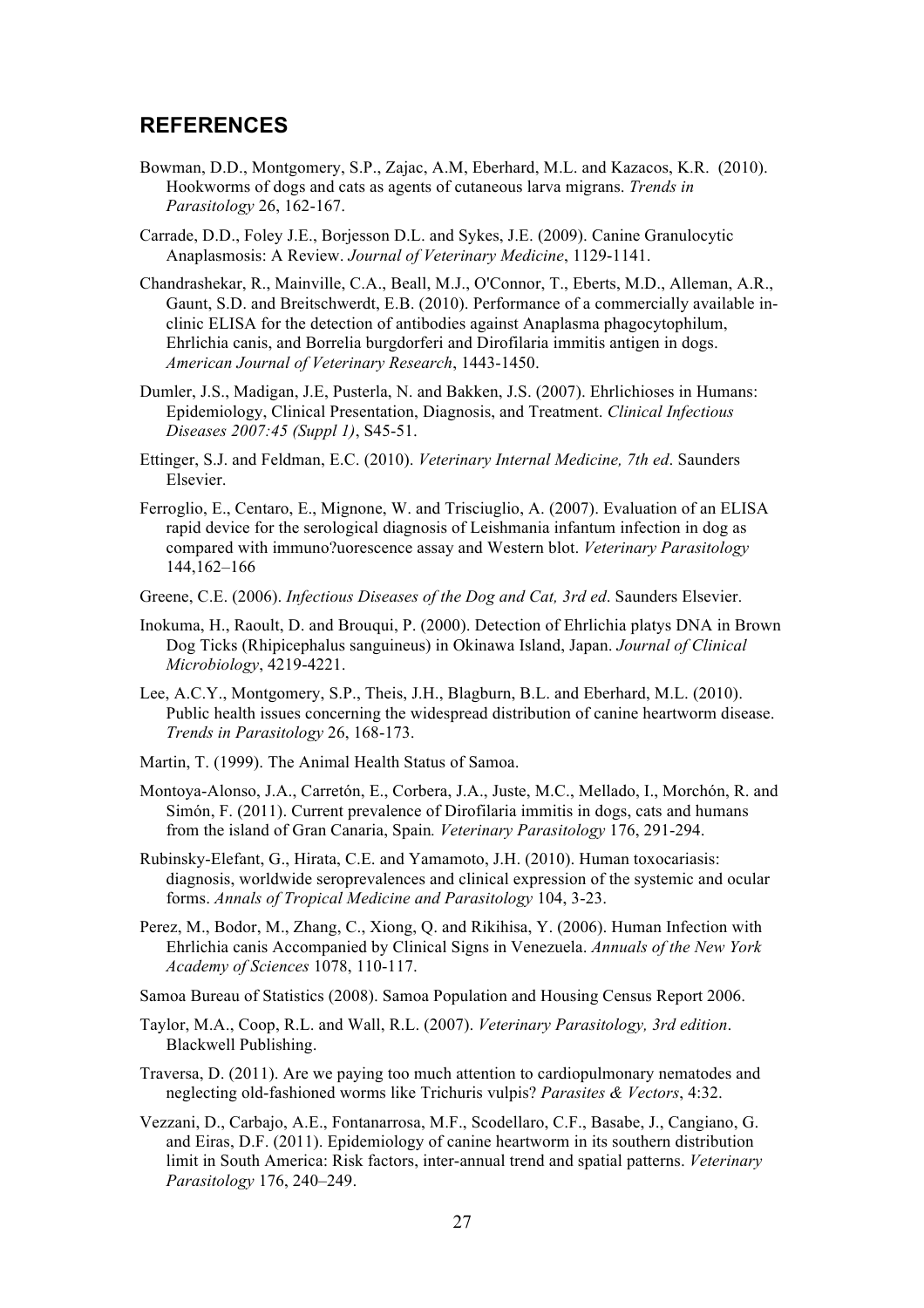## REFERENCES

Bowman, D.D., Montgomery, S.P., Zajac, A.M, Eberhard, M.L. and Kazacos, K.R. (2010). Hookworms of dogs and cats as agents of cutaneous larva migrans. *Trends in Parasitology* 26, 162-167.

Carrade, D.D., Foley J.E., Borjesson D.L. and Sykes, J.E. (2009). Canine Granulocytic Anaplasmosis: A Review. *Journal of Veterinary Medicine*, 1129-1141.

Chandrashekar, R., Mainville, C.A., Beall, M.J., O'Connor, T., Eberts, M.D., Alleman, A.R., Gaunt, S.D. and Breitschwerdt, E.B. (2010). Performance of a commercially available in-clinic ELISA for the detection of antibodies against Anaplasma phagocytophilum, Ehrlichia canis, and Borrelia burgdorferi and Dirofilaria immitis antigen in dogs. *American Journal of Veterinary Research*, 1443-1450.

Dumler, J.S., Madigan, J.E, Pusterla, N. and Bakken, J.S. (2007). Ehrlichioses in Humans: Epidemiology, Clinical Presentation, Diagnosis, and Treatment. *Clinical Infectious Diseases 2007:45 (Suppl 1)*, S45-51.

Ettinger, S.J. and Feldman, E.C. (2010). *Veterinary Internal Medicine, 7th ed*. Saunders Elsevier.

Ferroglio, E., Centaro, E., Mignone, W. and Trisciuglio, A. (2007). Evaluation of an ELISA rapid device for the serological diagnosis of Leishmania infantum infection in dog as compared with immuno?uorescence assay and Western blot. *Veterinary Parasitology* 144,162–166

Greene, C.E. (2006). *Infectious Diseases of the Dog and Cat, 3rd ed*. Saunders Elsevier.

Inokuma, H., Raoult, D. and Brouqui, P. (2000). Detection of Ehrlichia platys DNA in Brown Dog Ticks (Rhipicephalus sanguineus) in Okinawa Island, Japan. *Journal of Clinical Microbiology*, 4219-4221.

Lee, A.C.Y., Montgomery, S.P., Theis, J.H., Blagburn, B.L. and Eberhard, M.L. (2010). Public health issues concerning the widespread distribution of canine heartworm disease. *Trends in Parasitology* 26, 168-173.

Martin, T. (1999). The Animal Health Status of Samoa.

Montoya-Alonso, J.A., Carretón, E., Corbera, J.A., Juste, M.C., Mellado, I., Morchón, R. and Simón, F. (2011). Current prevalence of Dirofilaria immitis in dogs, cats and humans from the island of Gran Canaria, Spain*. Veterinary Parasitology* 176, 291-294.

Rubinsky-Elefant, G., Hirata, C.E. and Yamamoto, J.H. (2010). Human toxocariasis: diagnosis, worldwide seroprevalences and clinical expression of the systemic and ocular forms. *Annals of Tropical Medicine and Parasitology* 104, 3-23.

Perez, M., Bodor, M., Zhang, C., Xiong, Q. and Rikihisa, Y. (2006). Human Infection with Ehrlichia canis Accompanied by Clinical Signs in Venezuela. *Annuals of the New York Academy of Sciences* 1078, 110-117.

Samoa Bureau of Statistics (2008). Samoa Population and Housing Census Report 2006.

Taylor, M.A., Coop, R.L. and Wall, R.L. (2007). *Veterinary Parasitology, 3rd edition*. Blackwell Publishing.

Traversa, D. (2011). Are we paying too much attention to cardiopulmonary nematodes and neglecting old-fashioned worms like Trichuris vulpis? *Parasites & Vectors*, 4:32.

Vezzani, D., Carbajo, A.E., Fontanarrosa, M.F., Scodellaro, C.F., Basabe, J., Cangiano, G. and Eiras, D.F. (2011). Epidemiology of canine heartworm in its southern distribution limit in South America: Risk factors, inter-annual trend and spatial patterns. *Veterinary Parasitology* 176, 240–249.